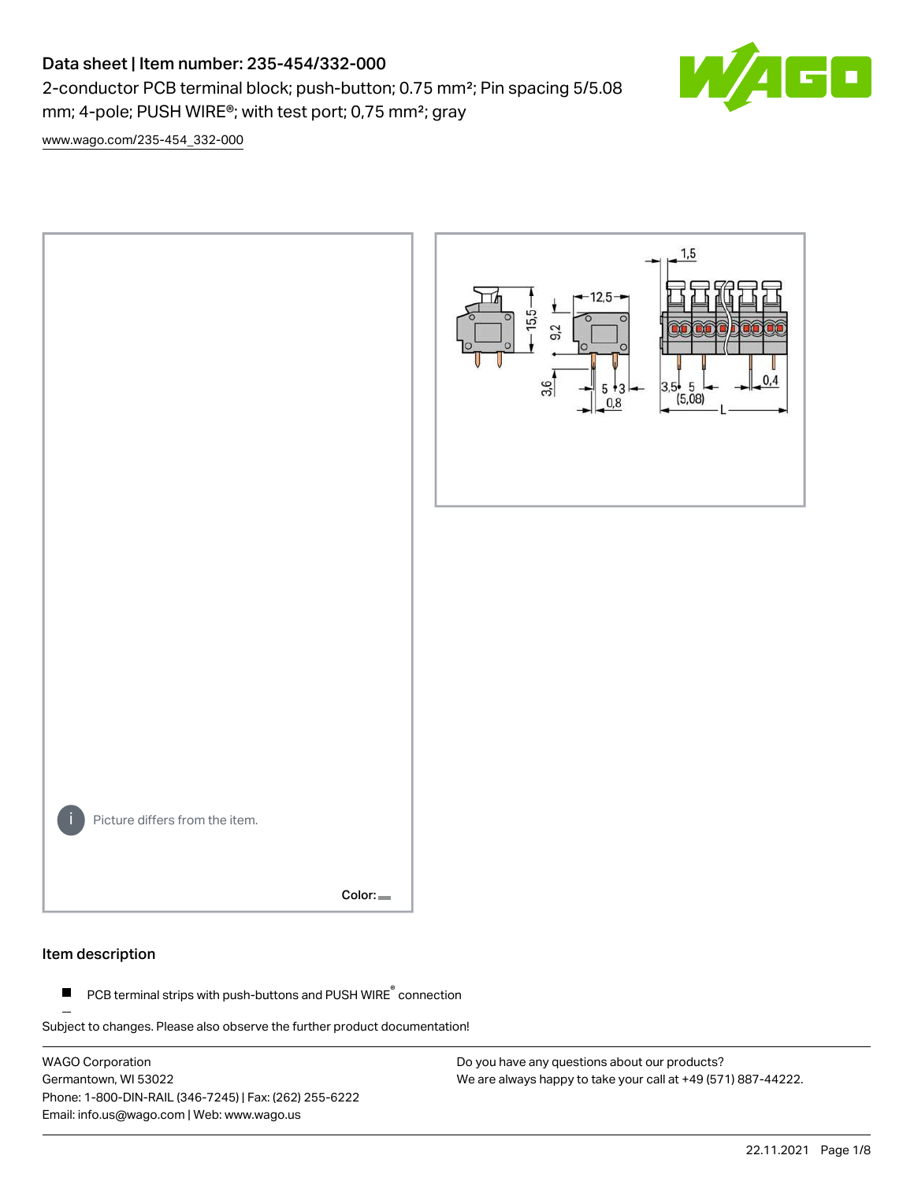# Data sheet | Item number: 235-454/332-000

2-conductor PCB terminal block; push-button; 0.75 mm²; Pin spacing 5/5.08 mm; 4-pole; PUSH WIRE®; with test port; 0,75 mm²; gray

www.wago.com/235-454_332-000

Picture differs from the item.

Color:

## Item description

- PCB terminal strips with push-buttons and PUSH WIRE® connection

Subject to changes. Please also observe the further product documentation!

WAGO Corporation
Germantown, WI 53022
Phone: 1-800-DIN-RAIL (346-7245) | Fax: (262) 255-6222
Email: info.us@wago.com | Web: www.wago.us

Do you have any questions about our products?
We are always happy to take your call at +49 (571) 887-44222.

22.11.2021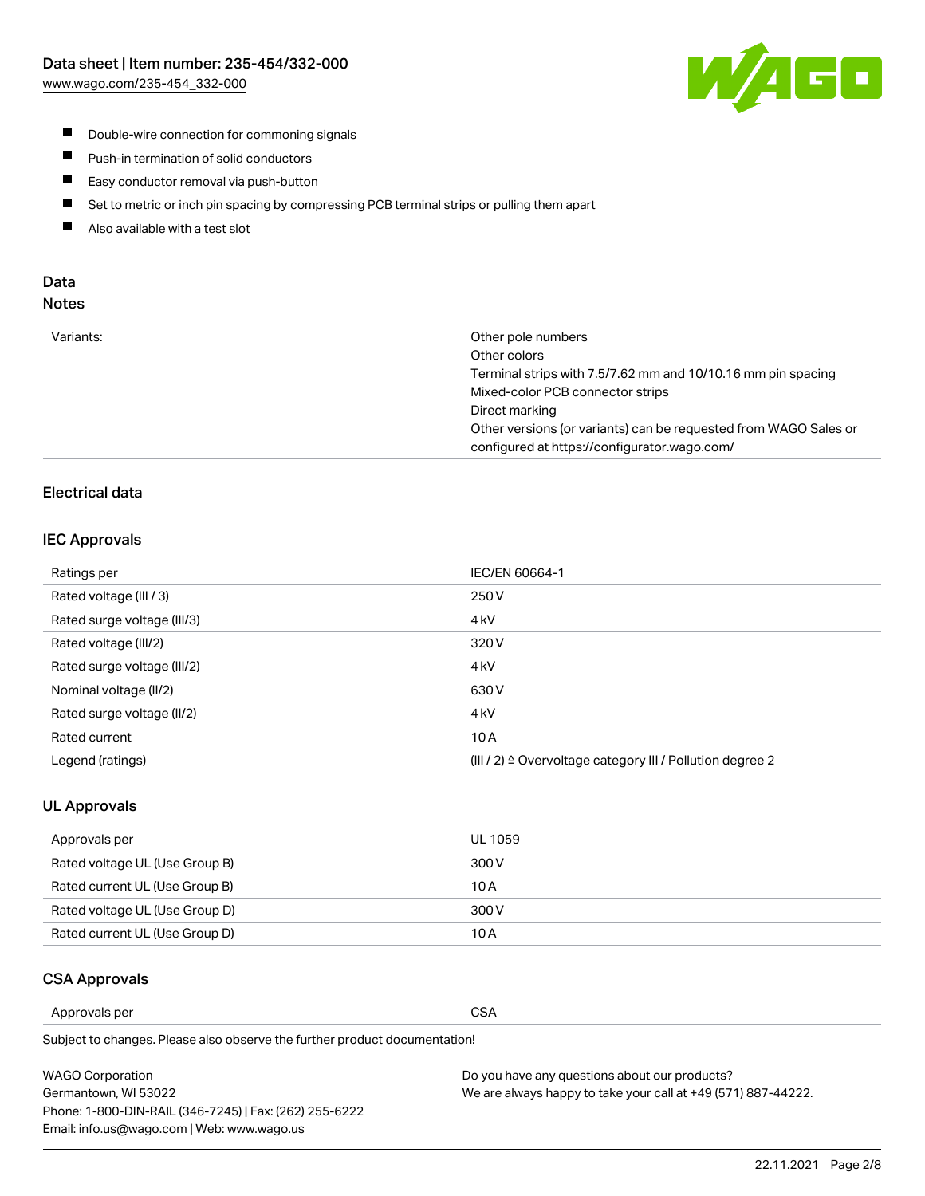- Double-wire connection for commoning signals
- Push-in termination of solid conductors
- Easy conductor removal via push-button
- Set to metric or inch pin spacing by compressing PCB terminal strips or pulling them apart
- Also available with a test slot

## Data
### Notes

| | |
|---|---|
| Variants: | Other pole numbers<br>Other colors<br>Terminal strips with 7.5/7.62 mm and 10/10.16 mm pin spacing<br>Mixed-color PCB connector strips<br>Direct marking<br>Other versions (or variants) can be requested from WAGO Sales or configured at https://configurator.wago.com/ |

### Electrical data

#### IEC Approvals

| | |
|---|---|
| Ratings per | IEC/EN 60664-1 |
| Rated voltage (III / 3) | 250 V |
| Rated surge voltage (III/3) | 4 kV |
| Rated voltage (III/2) | 320 V |
| Rated surge voltage (III/2) | 4 kV |
| Nominal voltage (II/2) | 630 V |
| Rated surge voltage (II/2) | 4 kV |
| Rated current | 10 A |
| Legend (ratings) | (III / 2) ≙ Overvoltage category III / Pollution degree 2 |

#### UL Approvals

| | |
|---|---|
| Approvals per | UL 1059 |
| Rated voltage UL (Use Group B) | 300 V |
| Rated current UL (Use Group B) | 10 A |
| Rated voltage UL (Use Group D) | 300 V |
| Rated current UL (Use Group D) | 10 A |

#### CSA Approvals

| | |
|---|---|
| Approvals per | CSA |

Subject to changes. Please also observe the further product documentation!

WAGO Corporation
Germantown, WI 53022
Phone: 1-800-DIN-RAIL (346-7245) | Fax: (262) 255-6222
Email: info.us@wago.com | Web: www.wago.us

Do you have any questions about our products?
We are always happy to take your call at +49 (571) 887-44222.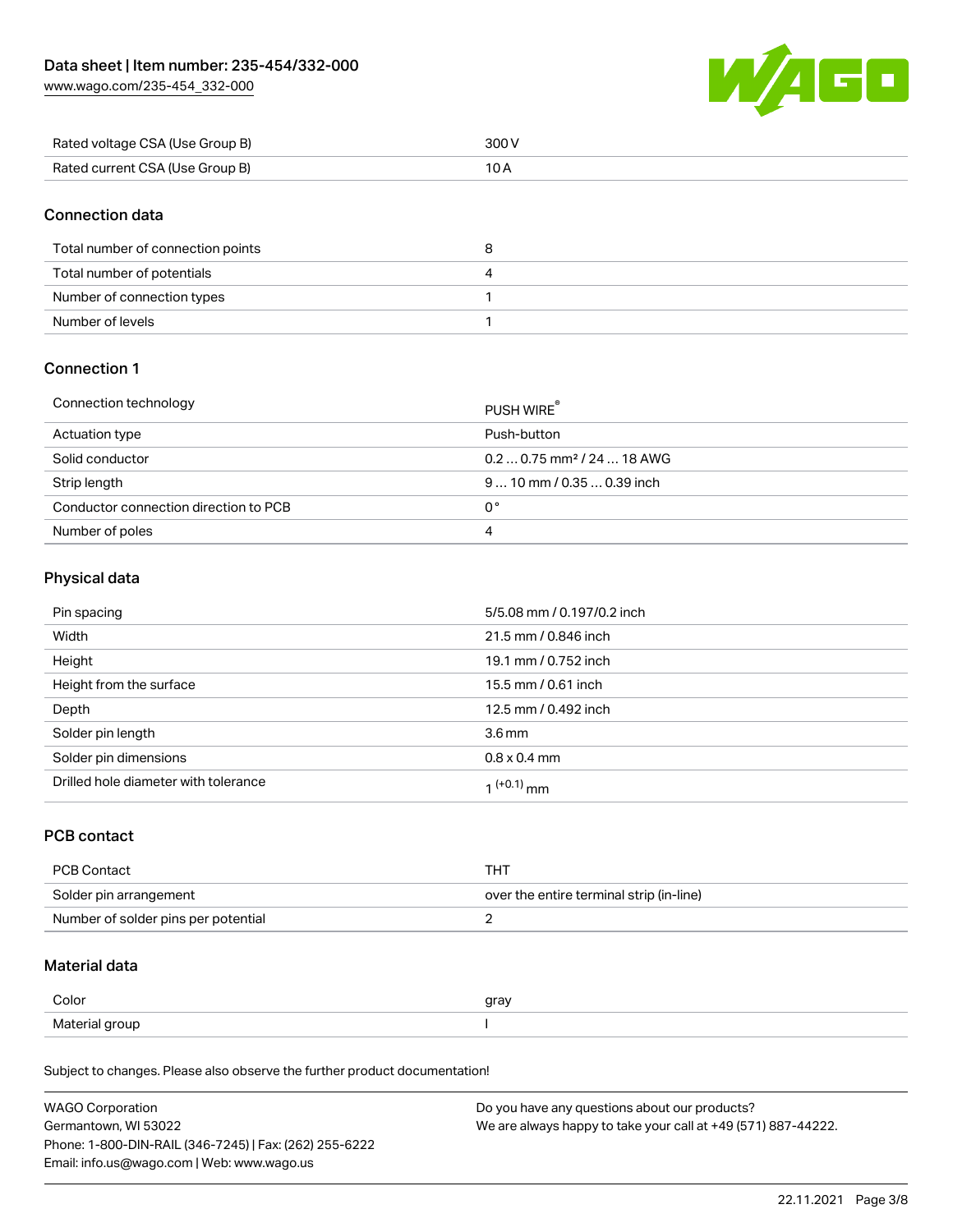| Rated voltage CSA (Use Group B) | 300 V |
| --- | --- |
| Rated current CSA (Use Group B) | 10 A |

## Connection data

| Total number of connection points | 8 |
| --- | --- |
| Total number of potentials | 4 |
| Number of connection types | 1 |
| Number of levels | 1 |

## Connection 1

| Connection technology | PUSH WIRE® |
| --- | --- |
| Actuation type | Push-button |
| Solid conductor | 0.2 … 0.75 mm² / 24 … 18 AWG |
| Strip length | 9 … 10 mm / 0.35 … 0.39 inch |
| Conductor connection direction to PCB | 0 ° |
| Number of poles | 4 |

## Physical data

| Pin spacing | 5/5.08 mm / 0.197/0.2 inch |
| --- | --- |
| Width | 21.5 mm / 0.846 inch |
| Height | 19.1 mm / 0.752 inch |
| Height from the surface | 15.5 mm / 0.61 inch |
| Depth | 12.5 mm / 0.492 inch |
| Solder pin length | 3.6 mm |
| Solder pin dimensions | 0.8 x 0.4 mm |
| Drilled hole diameter with tolerance | $1^{(+0.1)}$ mm |

## PCB contact

| PCB Contact | THT |
| --- | --- |
| Solder pin arrangement | over the entire terminal strip (in-line) |
| Number of solder pins per potential | 2 |

## Material data

| Color | gray |
| --- | --- |
| Material group | I |

Subject to changes. Please also observe the further product documentation!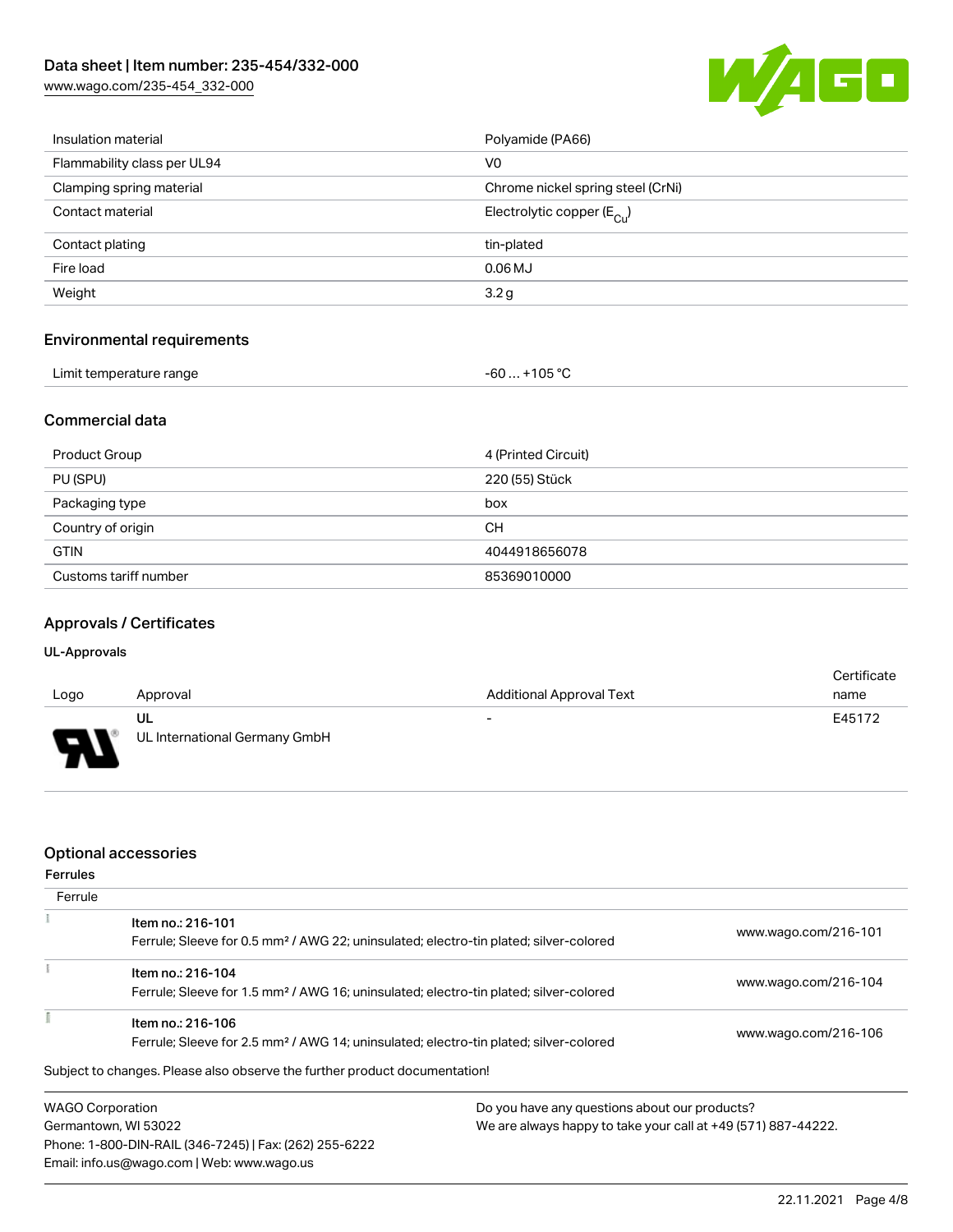| | |
|---|---|
| Insulation material | Polyamide (PA66) |
| Flammability class per UL94 | V0 |
| Clamping spring material | Chrome nickel spring steel (CrNi) |
| Contact material | Electrolytic copper ($E_{Cu}$) |
| Contact plating | tin-plated |
| Fire load | 0.06 MJ |
| Weight | 3.2 g |

## Environmental requirements

| | |
|---|---|
| Limit temperature range | -60 … +105 °C |

## Commercial data

| | |
|---|---|
| Product Group | 4 (Printed Circuit) |
| PU (SPU) | 220 (55) Stück |
| Packaging type | box |
| Country of origin | CH |
| GTIN | 4044918656078 |
| Customs tariff number | 85369010000 |

## Approvals / Certificates

### UL-Approvals

| Logo | Approval | Additional Approval Text | Certificate name |
|---|---|---|---|
| | UL<br>UL International Germany GmbH | - | E45172 |

## Optional accessories

### Ferrules

| Ferrule | | |
|---|---|---|
| | **Item no.: 216-101**<br>Ferrule; Sleeve for 0.5 mm² / AWG 22; uninsulated; electro-tin plated; silver-colored | www.wago.com/216-101 |
| | **Item no.: 216-104**<br>Ferrule; Sleeve for 1.5 mm² / AWG 16; uninsulated; electro-tin plated; silver-colored | www.wago.com/216-104 |
| | **Item no.: 216-106**<br>Ferrule; Sleeve for 2.5 mm² / AWG 14; uninsulated; electro-tin plated; silver-colored | www.wago.com/216-106 |

Subject to changes. Please also observe the further product documentation!

WAGO Corporation
Germantown, WI 53022
Phone: 1-800-DIN-RAIL (346-7245) | Fax: (262) 255-6222
Email: info.us@wago.com | Web: www.wago.us

Do you have any questions about our products?
We are always happy to take your call at +49 (571) 887-44222.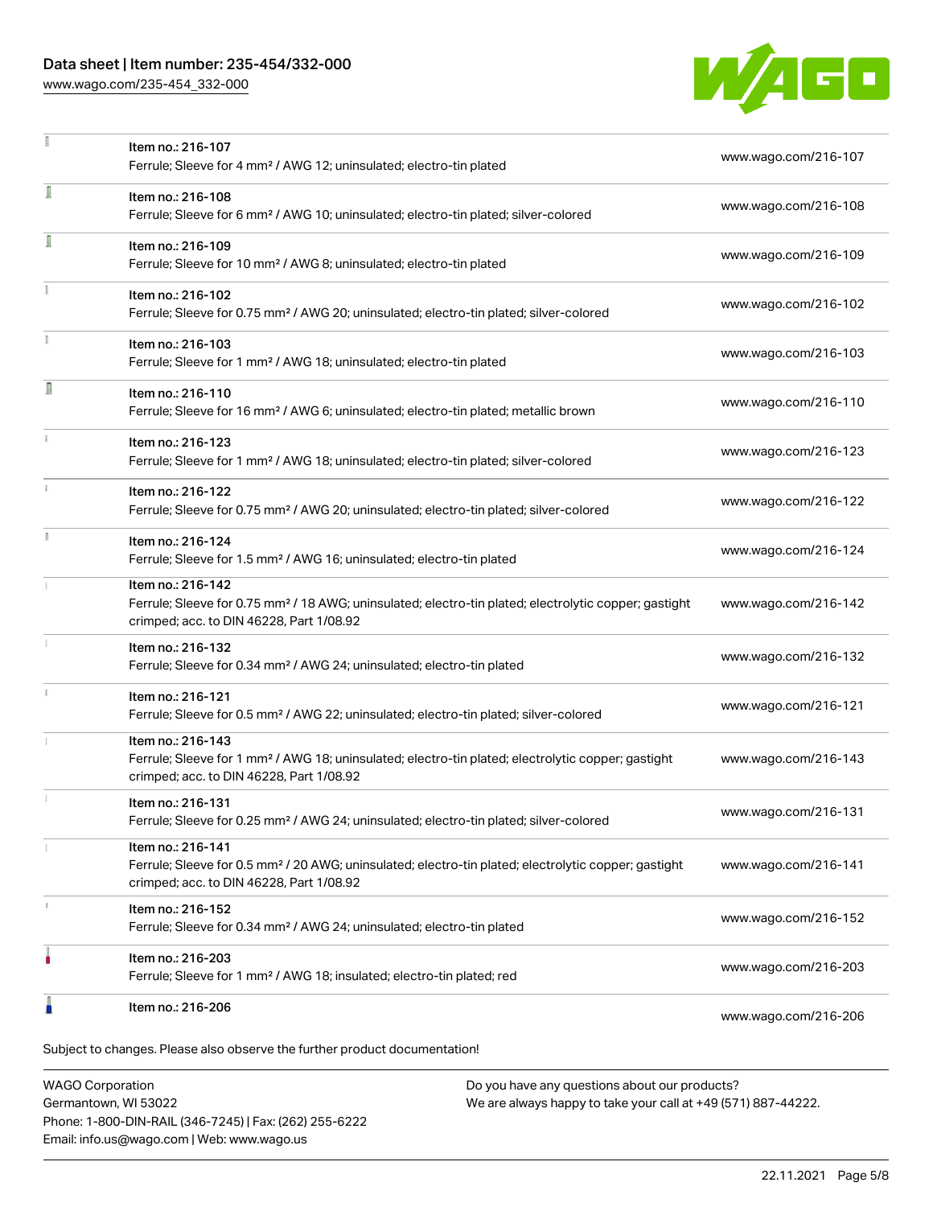| | | |
|---|---|---|
| | Item no.: 216-107<br>Ferrule; Sleeve for 4 mm² / AWG 12; uninsulated; electro-tin plated | www.wago.com/216-107 |
| | Item no.: 216-108<br>Ferrule; Sleeve for 6 mm² / AWG 10; uninsulated; electro-tin plated; silver-colored | www.wago.com/216-108 |
| | Item no.: 216-109<br>Ferrule; Sleeve for 10 mm² / AWG 8; uninsulated; electro-tin plated | www.wago.com/216-109 |
| | Item no.: 216-102<br>Ferrule; Sleeve for 0.75 mm² / AWG 20; uninsulated; electro-tin plated; silver-colored | www.wago.com/216-102 |
| | Item no.: 216-103<br>Ferrule; Sleeve for 1 mm² / AWG 18; uninsulated; electro-tin plated | www.wago.com/216-103 |
| | Item no.: 216-110<br>Ferrule; Sleeve for 16 mm² / AWG 6; uninsulated; electro-tin plated; metallic brown | www.wago.com/216-110 |
| | Item no.: 216-123<br>Ferrule; Sleeve for 1 mm² / AWG 18; uninsulated; electro-tin plated; silver-colored | www.wago.com/216-123 |
| | Item no.: 216-122<br>Ferrule; Sleeve for 0.75 mm² / AWG 20; uninsulated; electro-tin plated; silver-colored | www.wago.com/216-122 |
| | Item no.: 216-124<br>Ferrule; Sleeve for 1.5 mm² / AWG 16; uninsulated; electro-tin plated | www.wago.com/216-124 |
| | Item no.: 216-142<br>Ferrule; Sleeve for 0.75 mm² / 18 AWG; uninsulated; electro-tin plated; electrolytic copper; gastight crimped; acc. to DIN 46228, Part 1/08.92 | www.wago.com/216-142 |
| | Item no.: 216-132<br>Ferrule; Sleeve for 0.34 mm² / AWG 24; uninsulated; electro-tin plated | www.wago.com/216-132 |
| | Item no.: 216-121<br>Ferrule; Sleeve for 0.5 mm² / AWG 22; uninsulated; electro-tin plated; silver-colored | www.wago.com/216-121 |
| | Item no.: 216-143<br>Ferrule; Sleeve for 1 mm² / AWG 18; uninsulated; electro-tin plated; electrolytic copper; gastight crimped; acc. to DIN 46228, Part 1/08.92 | www.wago.com/216-143 |
| | Item no.: 216-131<br>Ferrule; Sleeve for 0.25 mm² / AWG 24; uninsulated; electro-tin plated; silver-colored | www.wago.com/216-131 |
| | Item no.: 216-141<br>Ferrule; Sleeve for 0.5 mm² / 20 AWG; uninsulated; electro-tin plated; electrolytic copper; gastight crimped; acc. to DIN 46228, Part 1/08.92 | www.wago.com/216-141 |
| | Item no.: 216-152<br>Ferrule; Sleeve for 0.34 mm² / AWG 24; uninsulated; electro-tin plated | www.wago.com/216-152 |
| | Item no.: 216-203<br>Ferrule; Sleeve for 1 mm² / AWG 18; insulated; electro-tin plated; red | www.wago.com/216-203 |
| | Item no.: 216-206 | www.wago.com/216-206 |

Subject to changes. Please also observe the further product documentation!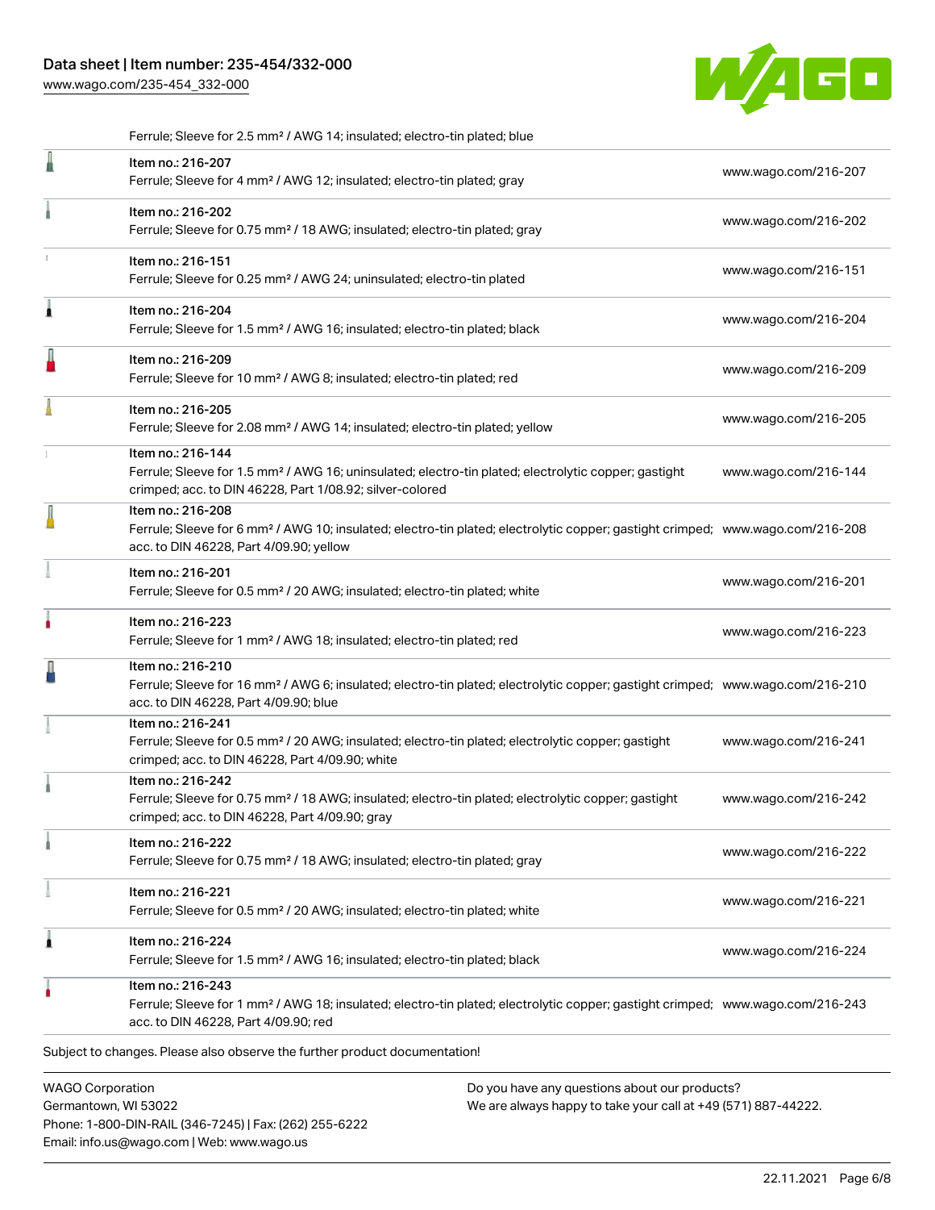Ferrule; Sleeve for 2.5 mm² / AWG 14; insulated; electro-tin plated; blue

| Item | URL |
|---|---|
| Item no.: 216-207<br>Ferrule; Sleeve for 4 mm² / AWG 12; insulated; electro-tin plated; gray | www.wago.com/216-207 |
| Item no.: 216-202<br>Ferrule; Sleeve for 0.75 mm² / 18 AWG; insulated; electro-tin plated; gray | www.wago.com/216-202 |
| Item no.: 216-151<br>Ferrule; Sleeve for 0.25 mm² / AWG 24; uninsulated; electro-tin plated | www.wago.com/216-151 |
| Item no.: 216-204<br>Ferrule; Sleeve for 1.5 mm² / AWG 16; insulated; electro-tin plated; black | www.wago.com/216-204 |
| Item no.: 216-209<br>Ferrule; Sleeve for 10 mm² / AWG 8; insulated; electro-tin plated; red | www.wago.com/216-209 |
| Item no.: 216-205<br>Ferrule; Sleeve for 2.08 mm² / AWG 14; insulated; electro-tin plated; yellow | www.wago.com/216-205 |
| Item no.: 216-144<br>Ferrule; Sleeve for 1.5 mm² / AWG 16; uninsulated; electro-tin plated; electrolytic copper; gastight crimped; acc. to DIN 46228, Part 1/08.92; silver-colored | www.wago.com/216-144 |
| Item no.: 216-208<br>Ferrule; Sleeve for 6 mm² / AWG 10; insulated; electro-tin plated; electrolytic copper; gastight crimped; acc. to DIN 46228, Part 4/09.90; yellow | www.wago.com/216-208 |
| Item no.: 216-201<br>Ferrule; Sleeve for 0.5 mm² / 20 AWG; insulated; electro-tin plated; white | www.wago.com/216-201 |
| Item no.: 216-223<br>Ferrule; Sleeve for 1 mm² / AWG 18; insulated; electro-tin plated; red | www.wago.com/216-223 |
| Item no.: 216-210<br>Ferrule; Sleeve for 16 mm² / AWG 6; insulated; electro-tin plated; electrolytic copper; gastight crimped; acc. to DIN 46228, Part 4/09.90; blue | www.wago.com/216-210 |
| Item no.: 216-241<br>Ferrule; Sleeve for 0.5 mm² / 20 AWG; insulated; electro-tin plated; electrolytic copper; gastight crimped; acc. to DIN 46228, Part 4/09.90; white | www.wago.com/216-241 |
| Item no.: 216-242<br>Ferrule; Sleeve for 0.75 mm² / 18 AWG; insulated; electro-tin plated; electrolytic copper; gastight crimped; acc. to DIN 46228, Part 4/09.90; gray | www.wago.com/216-242 |
| Item no.: 216-222<br>Ferrule; Sleeve for 0.75 mm² / 18 AWG; insulated; electro-tin plated; gray | www.wago.com/216-222 |
| Item no.: 216-221<br>Ferrule; Sleeve for 0.5 mm² / 20 AWG; insulated; electro-tin plated; white | www.wago.com/216-221 |
| Item no.: 216-224<br>Ferrule; Sleeve for 1.5 mm² / AWG 16; insulated; electro-tin plated; black | www.wago.com/216-224 |
| Item no.: 216-243<br>Ferrule; Sleeve for 1 mm² / AWG 18; insulated; electro-tin plated; electrolytic copper; gastight crimped; acc. to DIN 46228, Part 4/09.90; red | www.wago.com/216-243 |

Subject to changes. Please also observe the further product documentation!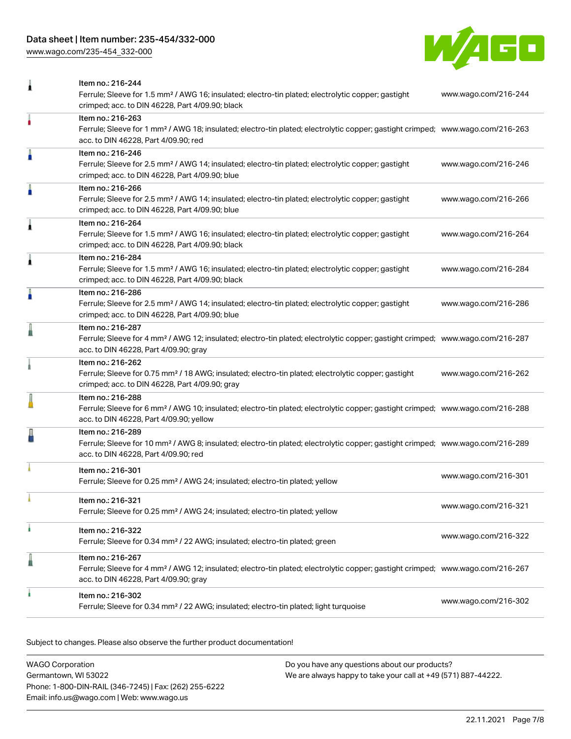| Item | Description | Link |
| --- | --- | --- |
| Item no.: 216-244 | Ferrule; Sleeve for 1.5 mm² / AWG 16; insulated; electro-tin plated; electrolytic copper; gastight crimped; acc. to DIN 46228, Part 4/09.90; black | www.wago.com/216-244 |
| Item no.: 216-263 | Ferrule; Sleeve for 1 mm² / AWG 18; insulated; electro-tin plated; electrolytic copper; gastight crimped; acc. to DIN 46228, Part 4/09.90; red | www.wago.com/216-263 |
| Item no.: 216-246 | Ferrule; Sleeve for 2.5 mm² / AWG 14; insulated; electro-tin plated; electrolytic copper; gastight crimped; acc. to DIN 46228, Part 4/09.90; blue | www.wago.com/216-246 |
| Item no.: 216-266 | Ferrule; Sleeve for 2.5 mm² / AWG 14; insulated; electro-tin plated; electrolytic copper; gastight crimped; acc. to DIN 46228, Part 4/09.90; blue | www.wago.com/216-266 |
| Item no.: 216-264 | Ferrule; Sleeve for 1.5 mm² / AWG 16; insulated; electro-tin plated; electrolytic copper; gastight crimped; acc. to DIN 46228, Part 4/09.90; black | www.wago.com/216-264 |
| Item no.: 216-284 | Ferrule; Sleeve for 1.5 mm² / AWG 16; insulated; electro-tin plated; electrolytic copper; gastight crimped; acc. to DIN 46228, Part 4/09.90; black | www.wago.com/216-284 |
| Item no.: 216-286 | Ferrule; Sleeve for 2.5 mm² / AWG 14; insulated; electro-tin plated; electrolytic copper; gastight crimped; acc. to DIN 46228, Part 4/09.90; blue | www.wago.com/216-286 |
| Item no.: 216-287 | Ferrule; Sleeve for 4 mm² / AWG 12; insulated; electro-tin plated; electrolytic copper; gastight crimped; acc. to DIN 46228, Part 4/09.90; gray | www.wago.com/216-287 |
| Item no.: 216-262 | Ferrule; Sleeve for 0.75 mm² / 18 AWG; insulated; electro-tin plated; electrolytic copper; gastight crimped; acc. to DIN 46228, Part 4/09.90; gray | www.wago.com/216-262 |
| Item no.: 216-288 | Ferrule; Sleeve for 6 mm² / AWG 10; insulated; electro-tin plated; electrolytic copper; gastight crimped; acc. to DIN 46228, Part 4/09.90; yellow | www.wago.com/216-288 |
| Item no.: 216-289 | Ferrule; Sleeve for 10 mm² / AWG 8; insulated; electro-tin plated; electrolytic copper; gastight crimped; acc. to DIN 46228, Part 4/09.90; red | www.wago.com/216-289 |
| Item no.: 216-301 | Ferrule; Sleeve for 0.25 mm² / AWG 24; insulated; electro-tin plated; yellow | www.wago.com/216-301 |
| Item no.: 216-321 | Ferrule; Sleeve for 0.25 mm² / AWG 24; insulated; electro-tin plated; yellow | www.wago.com/216-321 |
| Item no.: 216-322 | Ferrule; Sleeve for 0.34 mm² / 22 AWG; insulated; electro-tin plated; green | www.wago.com/216-322 |
| Item no.: 216-267 | Ferrule; Sleeve for 4 mm² / AWG 12; insulated; electro-tin plated; electrolytic copper; gastight crimped; acc. to DIN 46228, Part 4/09.90; gray | www.wago.com/216-267 |
| Item no.: 216-302 | Ferrule; Sleeve for 0.34 mm² / 22 AWG; insulated; electro-tin plated; light turquoise | www.wago.com/216-302 |

Subject to changes. Please also observe the further product documentation!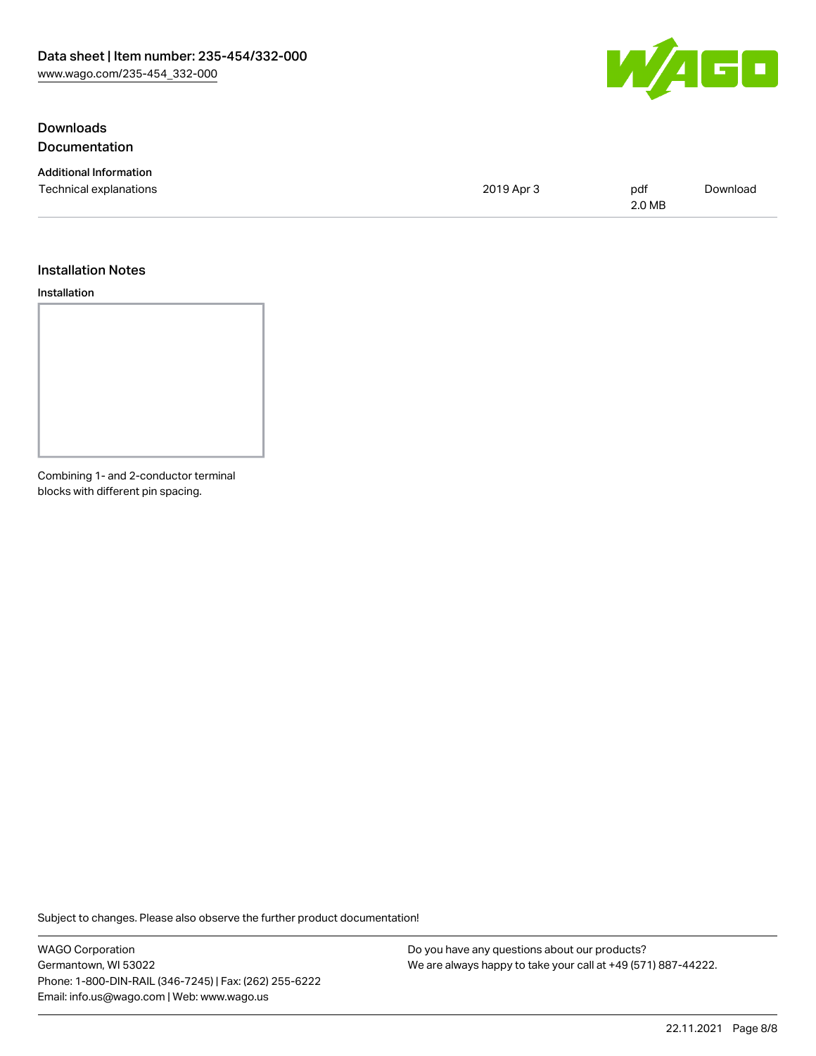## Downloads

## Documentation

### Additional Information

| | | | |
|---|---|---|---|
| Technical explanations | 2019 Apr 3 | pdf 2.0 MB | Download |

## Installation Notes

### Installation

Combining 1- and 2-conductor terminal blocks with different pin spacing.

Subject to changes. Please also observe the further product documentation!

WAGO Corporation
Germantown, WI 53022
Phone: 1-800-DIN-RAIL (346-7245) | Fax: (262) 255-6222
Email: info.us@wago.com | Web: www.wago.us

Do you have any questions about our products?
We are always happy to take your call at +49 (571) 887-44222.